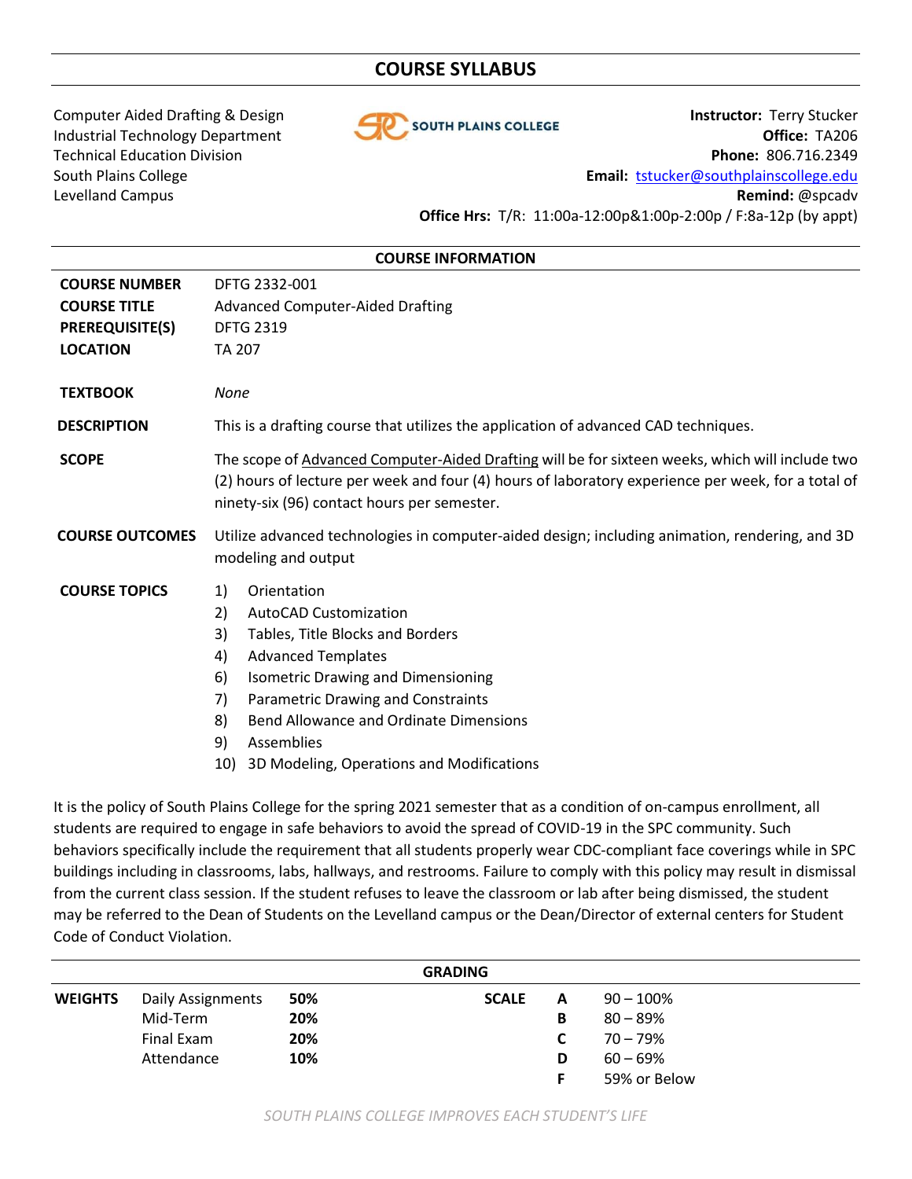# COURSE SYLLABUS

Computer Aided Drafting & Design
Industrial Technology Department
Technical Education Division
South Plains College
Levelland Campus

**Instructor:** Terry Stucker
**Office:** TA206
**Phone:** 806.716.2349
**Email:** tstucker@southplainscollege.edu
**Remind:** @spcadv
**Office Hrs:** T/R: 11:00a-12:00p&1:00p-2:00p / F:8a-12p (by appt)

## COURSE INFORMATION

**COURSE NUMBER** DFTG 2332-001

**COURSE TITLE** Advanced Computer-Aided Drafting

**PREREQUISITE(S)** DFTG 2319

**LOCATION** TA 207

**TEXTBOOK** *None*

**DESCRIPTION** This is a drafting course that utilizes the application of advanced CAD techniques.

**SCOPE** The scope of Advanced Computer-Aided Drafting will be for sixteen weeks, which will include two (2) hours of lecture per week and four (4) hours of laboratory experience per week, for a total of ninety-six (96) contact hours per semester.

**COURSE OUTCOMES** Utilize advanced technologies in computer-aided design; including animation, rendering, and 3D modeling and output

**COURSE TOPICS**

1) Orientation
2) AutoCAD Customization
3) Tables, Title Blocks and Borders
4) Advanced Templates
6) Isometric Drawing and Dimensioning
7) Parametric Drawing and Constraints
8) Bend Allowance and Ordinate Dimensions
9) Assemblies
10) 3D Modeling, Operations and Modifications

It is the policy of South Plains College for the spring 2021 semester that as a condition of on-campus enrollment, all students are required to engage in safe behaviors to avoid the spread of COVID-19 in the SPC community. Such behaviors specifically include the requirement that all students properly wear CDC-compliant face coverings while in SPC buildings including in classrooms, labs, hallways, and restrooms. Failure to comply with this policy may result in dismissal from the current class session. If the student refuses to leave the classroom or lab after being dismissed, the student may be referred to the Dean of Students on the Levelland campus or the Dean/Director of external centers for Student Code of Conduct Violation.

## GRADING

| WEIGHTS | | | SCALE | | |
|---|---|---|---|---|---|
| | Daily Assignments | 50% | | A | 90 – 100% |
| | Mid-Term | 20% | | B | 80 – 89% |
| | Final Exam | 20% | | C | 70 – 79% |
| | Attendance | 10% | | D | 60 – 69% |
| | | | | F | 59% or Below |

*SOUTH PLAINS COLLEGE IMPROVES EACH STUDENT'S LIFE*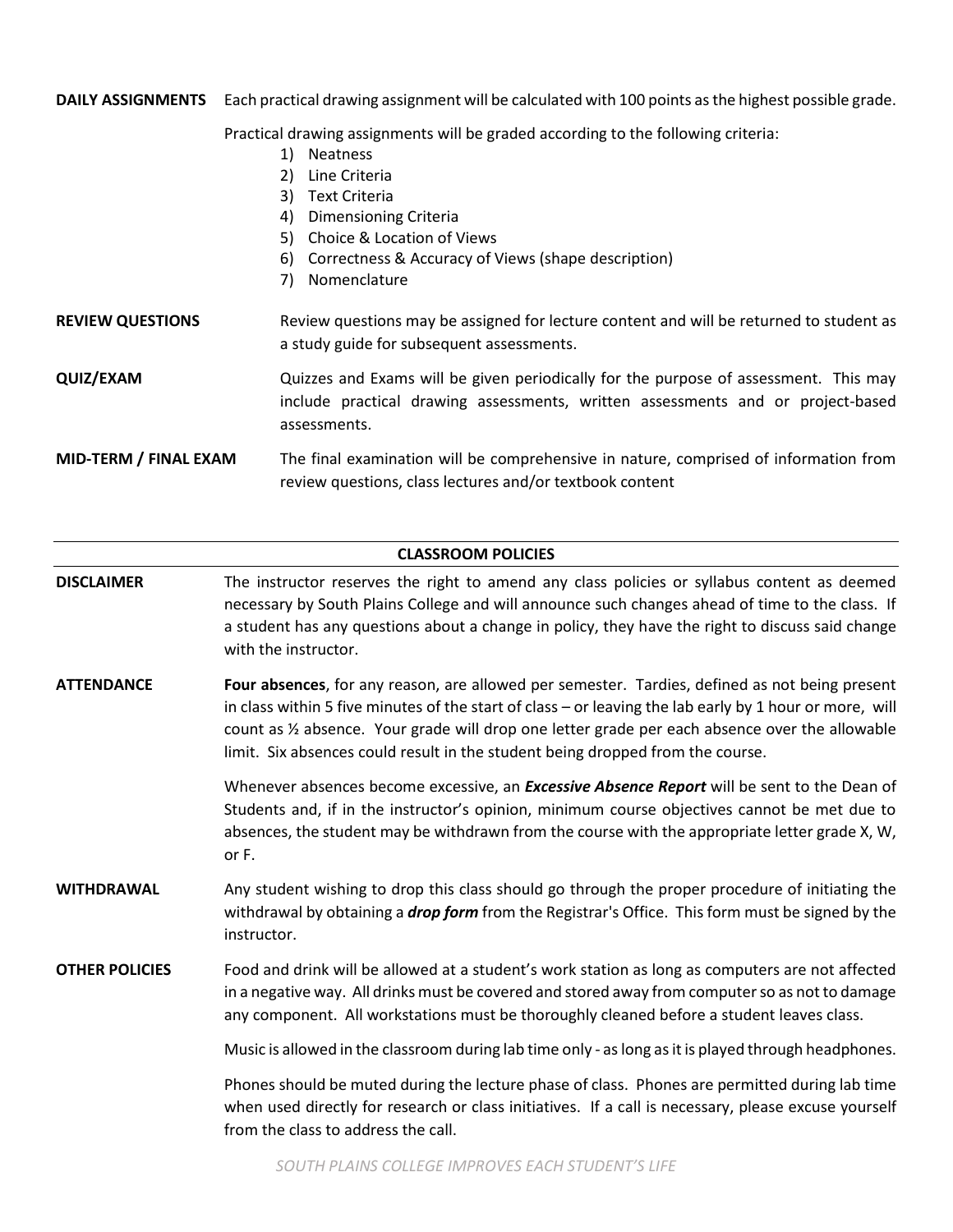**DAILY ASSIGNMENTS** Each practical drawing assignment will be calculated with 100 points as the highest possible grade.

Practical drawing assignments will be graded according to the following criteria:

1) Neatness
2) Line Criteria
3) Text Criteria
4) Dimensioning Criteria
5) Choice & Location of Views
6) Correctness & Accuracy of Views (shape description)
7) Nomenclature

**REVIEW QUESTIONS** Review questions may be assigned for lecture content and will be returned to student as a study guide for subsequent assessments.

**QUIZ/EXAM** Quizzes and Exams will be given periodically for the purpose of assessment. This may include practical drawing assessments, written assessments and or project-based assessments.

**MID-TERM / FINAL EXAM** The final examination will be comprehensive in nature, comprised of information from review questions, class lectures and/or textbook content

## CLASSROOM POLICIES

**DISCLAIMER** The instructor reserves the right to amend any class policies or syllabus content as deemed necessary by South Plains College and will announce such changes ahead of time to the class. If a student has any questions about a change in policy, they have the right to discuss said change with the instructor.

**ATTENDANCE** **Four absences**, for any reason, are allowed per semester. Tardies, defined as not being present in class within 5 five minutes of the start of class – or leaving the lab early by 1 hour or more, will count as ½ absence. Your grade will drop one letter grade per each absence over the allowable limit. Six absences could result in the student being dropped from the course.

Whenever absences become excessive, an ***Excessive Absence Report*** will be sent to the Dean of Students and, if in the instructor's opinion, minimum course objectives cannot be met due to absences, the student may be withdrawn from the course with the appropriate letter grade X, W, or F.

**WITHDRAWAL** Any student wishing to drop this class should go through the proper procedure of initiating the withdrawal by obtaining a ***drop form*** from the Registrar's Office. This form must be signed by the instructor.

**OTHER POLICIES** Food and drink will be allowed at a student's work station as long as computers are not affected in a negative way. All drinks must be covered and stored away from computer so as not to damage any component. All workstations must be thoroughly cleaned before a student leaves class.

Music is allowed in the classroom during lab time only - as long as it is played through headphones.

Phones should be muted during the lecture phase of class. Phones are permitted during lab time when used directly for research or class initiatives. If a call is necessary, please excuse yourself from the class to address the call.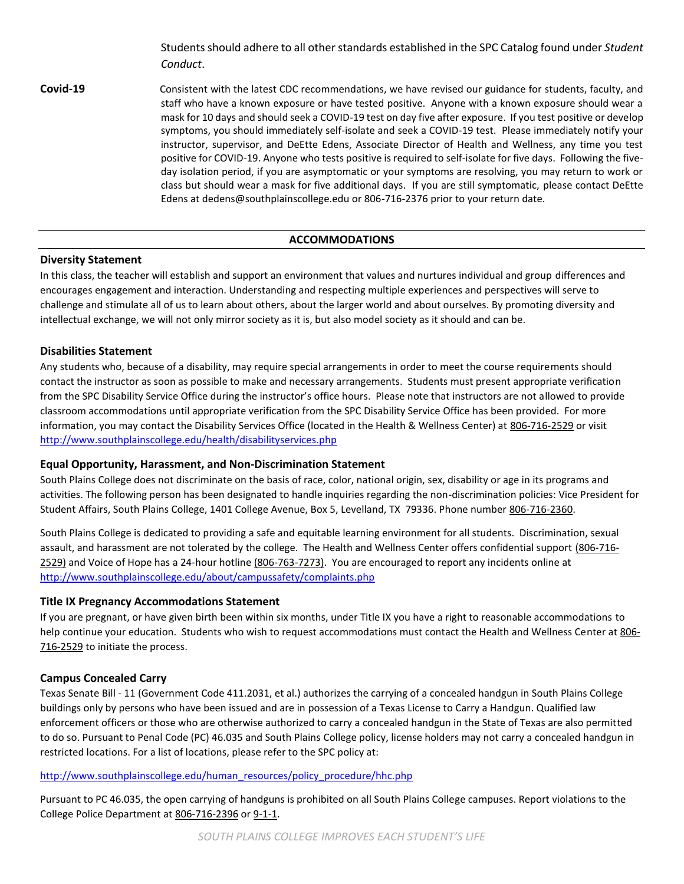Students should adhere to all other standards established in the SPC Catalog found under *Student Conduct*.

**Covid-19**

Consistent with the latest CDC recommendations, we have revised our guidance for students, faculty, and staff who have a known exposure or have tested positive. Anyone with a known exposure should wear a mask for 10 days and should seek a COVID-19 test on day five after exposure. If you test positive or develop symptoms, you should immediately self-isolate and seek a COVID-19 test. Please immediately notify your instructor, supervisor, and DeEtte Edens, Associate Director of Health and Wellness, any time you test positive for COVID-19. Anyone who tests positive is required to self-isolate for five days. Following the five-day isolation period, if you are asymptomatic or your symptoms are resolving, you may return to work or class but should wear a mask for five additional days. If you are still symptomatic, please contact DeEtte Edens at dedens@southplainscollege.edu or 806-716-2376 prior to your return date.

## ACCOMMODATIONS

### Diversity Statement

In this class, the teacher will establish and support an environment that values and nurtures individual and group differences and encourages engagement and interaction. Understanding and respecting multiple experiences and perspectives will serve to challenge and stimulate all of us to learn about others, about the larger world and about ourselves. By promoting diversity and intellectual exchange, we will not only mirror society as it is, but also model society as it should and can be.

### Disabilities Statement

Any students who, because of a disability, may require special arrangements in order to meet the course requirements should contact the instructor as soon as possible to make and necessary arrangements. Students must present appropriate verification from the SPC Disability Service Office during the instructor's office hours. Please note that instructors are not allowed to provide classroom accommodations until appropriate verification from the SPC Disability Service Office has been provided. For more information, you may contact the Disability Services Office (located in the Health & Wellness Center) at 806-716-2529 or visit http://www.southplainscollege.edu/health/disabilityservices.php

### Equal Opportunity, Harassment, and Non-Discrimination Statement

South Plains College does not discriminate on the basis of race, color, national origin, sex, disability or age in its programs and activities. The following person has been designated to handle inquiries regarding the non-discrimination policies: Vice President for Student Affairs, South Plains College, 1401 College Avenue, Box 5, Levelland, TX 79336. Phone number 806-716-2360.

South Plains College is dedicated to providing a safe and equitable learning environment for all students. Discrimination, sexual assault, and harassment are not tolerated by the college. The Health and Wellness Center offers confidential support (806-716-2529) and Voice of Hope has a 24-hour hotline (806-763-7273). You are encouraged to report any incidents online at http://www.southplainscollege.edu/about/campussafety/complaints.php

### Title IX Pregnancy Accommodations Statement

If you are pregnant, or have given birth been within six months, under Title IX you have a right to reasonable accommodations to help continue your education. Students who wish to request accommodations must contact the Health and Wellness Center at 806-716-2529 to initiate the process.

### Campus Concealed Carry

Texas Senate Bill - 11 (Government Code 411.2031, et al.) authorizes the carrying of a concealed handgun in South Plains College buildings only by persons who have been issued and are in possession of a Texas License to Carry a Handgun. Qualified law enforcement officers or those who are otherwise authorized to carry a concealed handgun in the State of Texas are also permitted to do so. Pursuant to Penal Code (PC) 46.035 and South Plains College policy, license holders may not carry a concealed handgun in restricted locations. For a list of locations, please refer to the SPC policy at:

http://www.southplainscollege.edu/human_resources/policy_procedure/hhc.php

Pursuant to PC 46.035, the open carrying of handguns is prohibited on all South Plains College campuses. Report violations to the College Police Department at 806-716-2396 or 9-1-1.